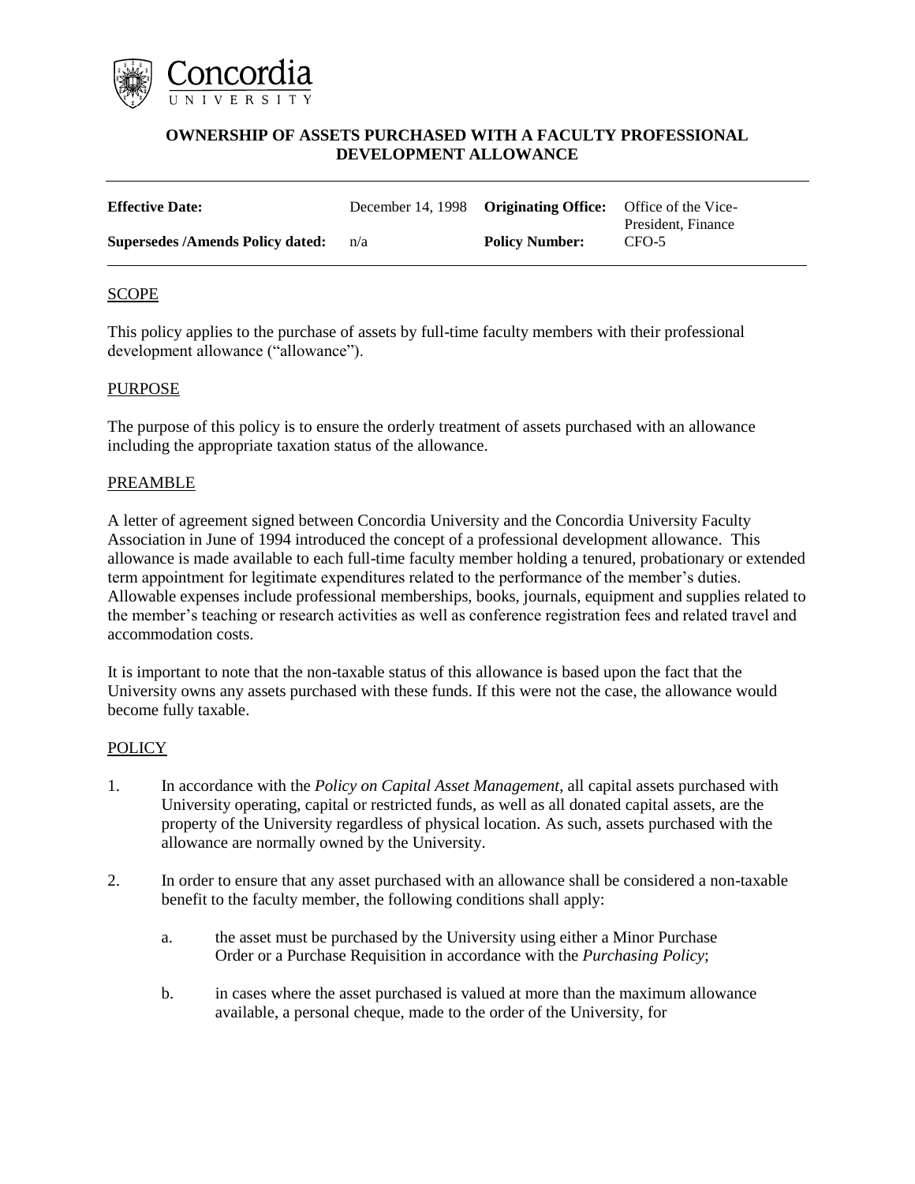# OWNERSHIP OF ASSETS PURCHASED WITH A FACULTY PROFESSIONAL DEVELOPMENT ALLOWANCE

| | | | |
|---|---|---|---|
| **Effective Date:** | December 14, 1998 | **Originating Office:** | Office of the Vice-President, Finance |
| **Supersedes /Amends Policy dated:** | n/a | **Policy Number:** | CFO-5 |

## SCOPE

This policy applies to the purchase of assets by full-time faculty members with their professional development allowance ("allowance").

## PURPOSE

The purpose of this policy is to ensure the orderly treatment of assets purchased with an allowance including the appropriate taxation status of the allowance.

## PREAMBLE

A letter of agreement signed between Concordia University and the Concordia University Faculty Association in June of 1994 introduced the concept of a professional development allowance. This allowance is made available to each full-time faculty member holding a tenured, probationary or extended term appointment for legitimate expenditures related to the performance of the member's duties. Allowable expenses include professional memberships, books, journals, equipment and supplies related to the member's teaching or research activities as well as conference registration fees and related travel and accommodation costs.

It is important to note that the non-taxable status of this allowance is based upon the fact that the University owns any assets purchased with these funds. If this were not the case, the allowance would become fully taxable.

## POLICY

1. In accordance with the *Policy on Capital Asset Management*, all capital assets purchased with University operating, capital or restricted funds, as well as all donated capital assets, are the property of the University regardless of physical location. As such, assets purchased with the allowance are normally owned by the University.

2. In order to ensure that any asset purchased with an allowance shall be considered a non-taxable benefit to the faculty member, the following conditions shall apply:

   a. the asset must be purchased by the University using either a Minor Purchase Order or a Purchase Requisition in accordance with the *Purchasing Policy*;

   b. in cases where the asset purchased is valued at more than the maximum allowance available, a personal cheque, made to the order of the University, for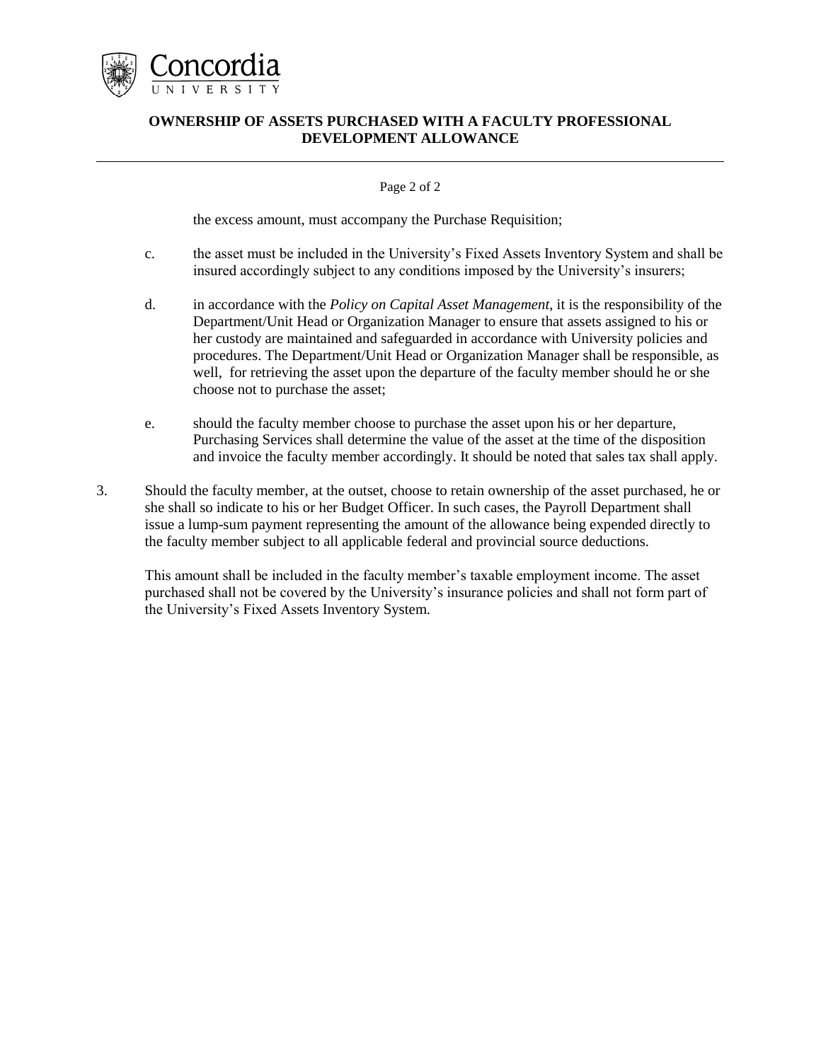the excess amount, must accompany the Purchase Requisition;

c. the asset must be included in the University's Fixed Assets Inventory System and shall be insured accordingly subject to any conditions imposed by the University's insurers;

d. in accordance with the *Policy on Capital Asset Management*, it is the responsibility of the Department/Unit Head or Organization Manager to ensure that assets assigned to his or her custody are maintained and safeguarded in accordance with University policies and procedures. The Department/Unit Head or Organization Manager shall be responsible, as well, for retrieving the asset upon the departure of the faculty member should he or she choose not to purchase the asset;

e. should the faculty member choose to purchase the asset upon his or her departure, Purchasing Services shall determine the value of the asset at the time of the disposition and invoice the faculty member accordingly. It should be noted that sales tax shall apply.

3. Should the faculty member, at the outset, choose to retain ownership of the asset purchased, he or she shall so indicate to his or her Budget Officer. In such cases, the Payroll Department shall issue a lump-sum payment representing the amount of the allowance being expended directly to the faculty member subject to all applicable federal and provincial source deductions.

   This amount shall be included in the faculty member's taxable employment income. The asset purchased shall not be covered by the University's insurance policies and shall not form part of the University's Fixed Assets Inventory System.